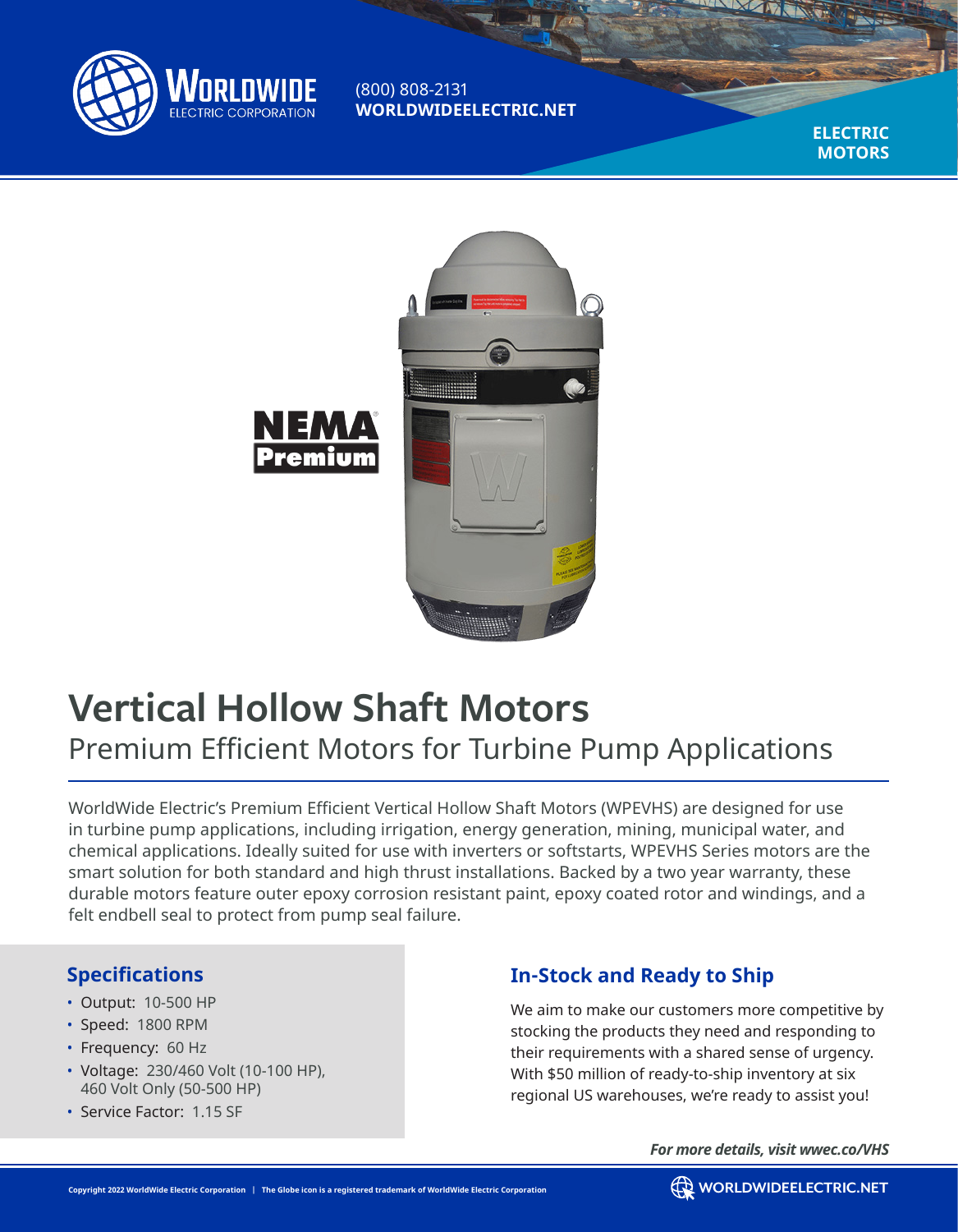WorldWide Electric Corporation

(800) 808-2131
**WORLDWIDEELECTRIC.NET**

**ELECTRIC MOTORS**

NEMA Premium

# Vertical Hollow Shaft Motors

## Premium Efficient Motors for Turbine Pump Applications

WorldWide Electric's Premium Efficient Vertical Hollow Shaft Motors (WPEVHS) are designed for use in turbine pump applications, including irrigation, energy generation, mining, municipal water, and chemical applications. Ideally suited for use with inverters or softstarts, WPEVHS Series motors are the smart solution for both standard and high thrust installations. Backed by a two year warranty, these durable motors feature outer epoxy corrosion resistant paint, epoxy coated rotor and windings, and a felt endbell seal to protect from pump seal failure.

### Specifications

- Output: 10-500 HP
- Speed: 1800 RPM
- Frequency: 60 Hz
- Voltage: 230/460 Volt (10-100 HP), 460 Volt Only (50-500 HP)
- Service Factor: 1.15 SF

### In-Stock and Ready to Ship

We aim to make our customers more competitive by stocking the products they need and responding to their requirements with a shared sense of urgency. With $50 million of ready-to-ship inventory at six regional US warehouses, we're ready to assist you!

***For more details, visit wwec.co/VHS***

Copyright 2022 WorldWide Electric Corporation | The Globe icon is a registered trademark of WorldWide Electric Corporation

WORLDWIDEELECTRIC.NET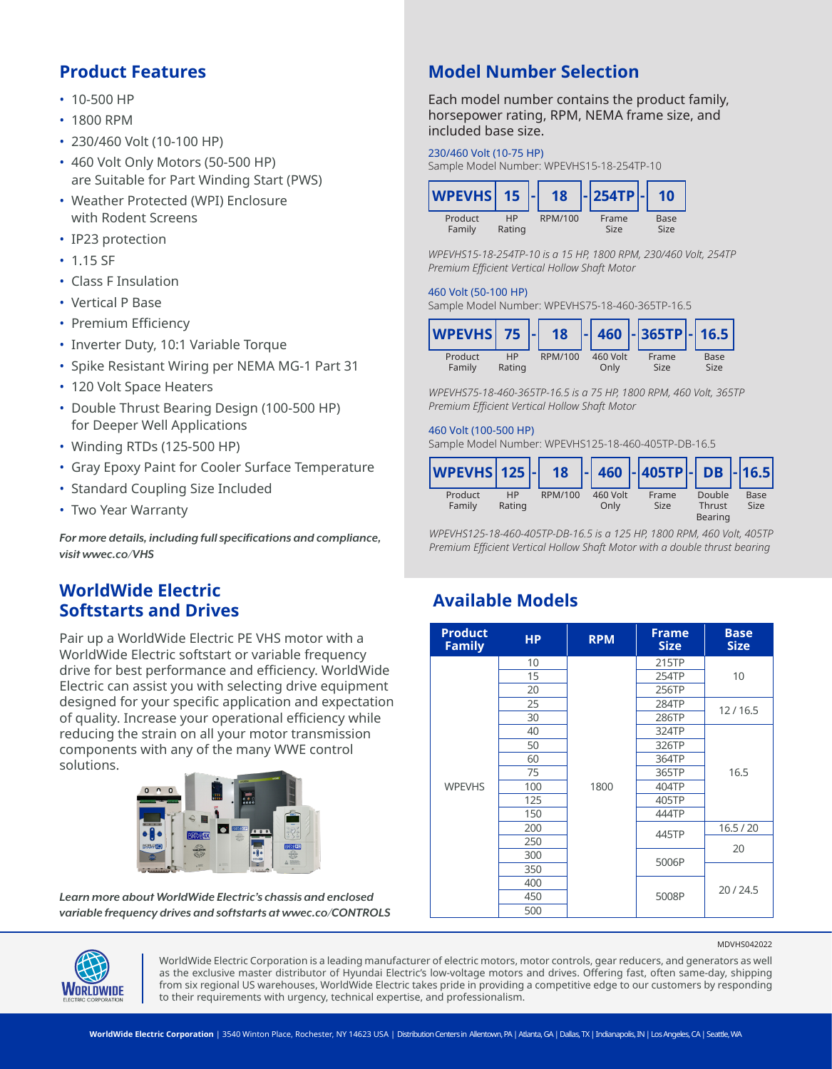## Product Features

- 10-500 HP
- 1800 RPM
- 230/460 Volt (10-100 HP)
- 460 Volt Only Motors (50-500 HP) are Suitable for Part Winding Start (PWS)
- Weather Protected (WPI) Enclosure with Rodent Screens
- IP23 protection
- 1.15 SF
- Class F Insulation
- Vertical P Base
- Premium Efficiency
- Inverter Duty, 10:1 Variable Torque
- Spike Resistant Wiring per NEMA MG-1 Part 31
- 120 Volt Space Heaters
- Double Thrust Bearing Design (100-500 HP) for Deeper Well Applications
- Winding RTDs (125-500 HP)
- Gray Epoxy Paint for Cooler Surface Temperature
- Standard Coupling Size Included
- Two Year Warranty

***For more details, including full specifications and compliance, visit wwec.co/VHS***

## WorldWide Electric Softstarts and Drives

Pair up a WorldWide Electric PE VHS motor with a WorldWide Electric softstart or variable frequency drive for best performance and efficiency. WorldWide Electric can assist you with selecting drive equipment designed for your specific application and expectation of quality. Increase your operational efficiency while reducing the strain on all your motor transmission components with any of the many WWE control solutions.

***Learn more about WorldWide Electric's chassis and enclosed variable frequency drives and softstarts at wwec.co/CONTROLS***

## Model Number Selection

Each model number contains the product family, horsepower rating, RPM, NEMA frame size, and included base size.

**230/460 Volt (10-75 HP)**

Sample Model Number: WPEVHS15-18-254TP-10

| WPEVHS | 15 | 18 | 254TP | 10 |
|---|---|---|---|---|
| Product Family | HP Rating | RPM/100 | Frame Size | Base Size |

*WPEVHS15-18-254TP-10 is a 15 HP, 1800 RPM, 230/460 Volt, 254TP Premium Efficient Vertical Hollow Shaft Motor*

**460 Volt (50-100 HP)**

Sample Model Number: WPEVHS75-18-460-365TP-16.5

| WPEVHS | 75 | 18 | 460 | 365TP | 16.5 |
|---|---|---|---|---|---|
| Product Family | HP Rating | RPM/100 | 460 Volt Only | Frame Size | Base Size |

*WPEVHS75-18-460-365TP-16.5 is a 75 HP, 1800 RPM, 460 Volt, 365TP Premium Efficient Vertical Hollow Shaft Motor*

**460 Volt (100-500 HP)**

Sample Model Number: WPEVHS125-18-460-405TP-DB-16.5

| WPEVHS | 125 | 18 | 460 | 405TP | DB | 16.5 |
|---|---|---|---|---|---|---|
| Product Family | HP Rating | RPM/100 | 460 Volt Only | Frame Size | Double Thrust Bearing | Base Size |

*WPEVHS125-18-460-405TP-DB-16.5 is a 125 HP, 1800 RPM, 460 Volt, 405TP Premium Efficient Vertical Hollow Shaft Motor with a double thrust bearing*

## Available Models

| Product Family | HP | RPM | Frame Size | Base Size |
|---|---|---|---|---|
| WPEVHS | 10 | 1800 | 215TP | 10 |
| | 15 | | 254TP | |
| | 20 | | 256TP | |
| | 25 | | 284TP | 12 / 16.5 |
| | 30 | | 286TP | |
| | 40 | | 324TP | 16.5 |
| | 50 | | 326TP | |
| | 60 | | 364TP | |
| | 75 | | 365TP | |
| | 100 | | 404TP | |
| | 125 | | 405TP | |
| | 150 | | 444TP | |
| | 200 | | 445TP | 16.5 / 20 |
| | 250 | | | 20 |
| | 300 | | 5006P | |
| | 350 | | | 20 / 24.5 |
| | 400 | | 5008P | |
| | 450 | | | |
| | 500 | | | |

MDVHS042022

WorldWide Electric Corporation is a leading manufacturer of electric motors, motor controls, gear reducers, and generators as well as the exclusive master distributor of Hyundai Electric's low-voltage motors and drives. Offering fast, often same-day, shipping from six regional US warehouses, WorldWide Electric takes pride in providing a competitive edge to our customers by responding to their requirements with urgency, technical expertise, and professionalism.

**WorldWide Electric Corporation** | 3540 Winton Place, Rochester, NY 14623 USA | Distribution Centers in Allentown, PA | Atlanta, GA | Dallas, TX | Indianapolis, IN | Los Angeles, CA | Seattle, WA